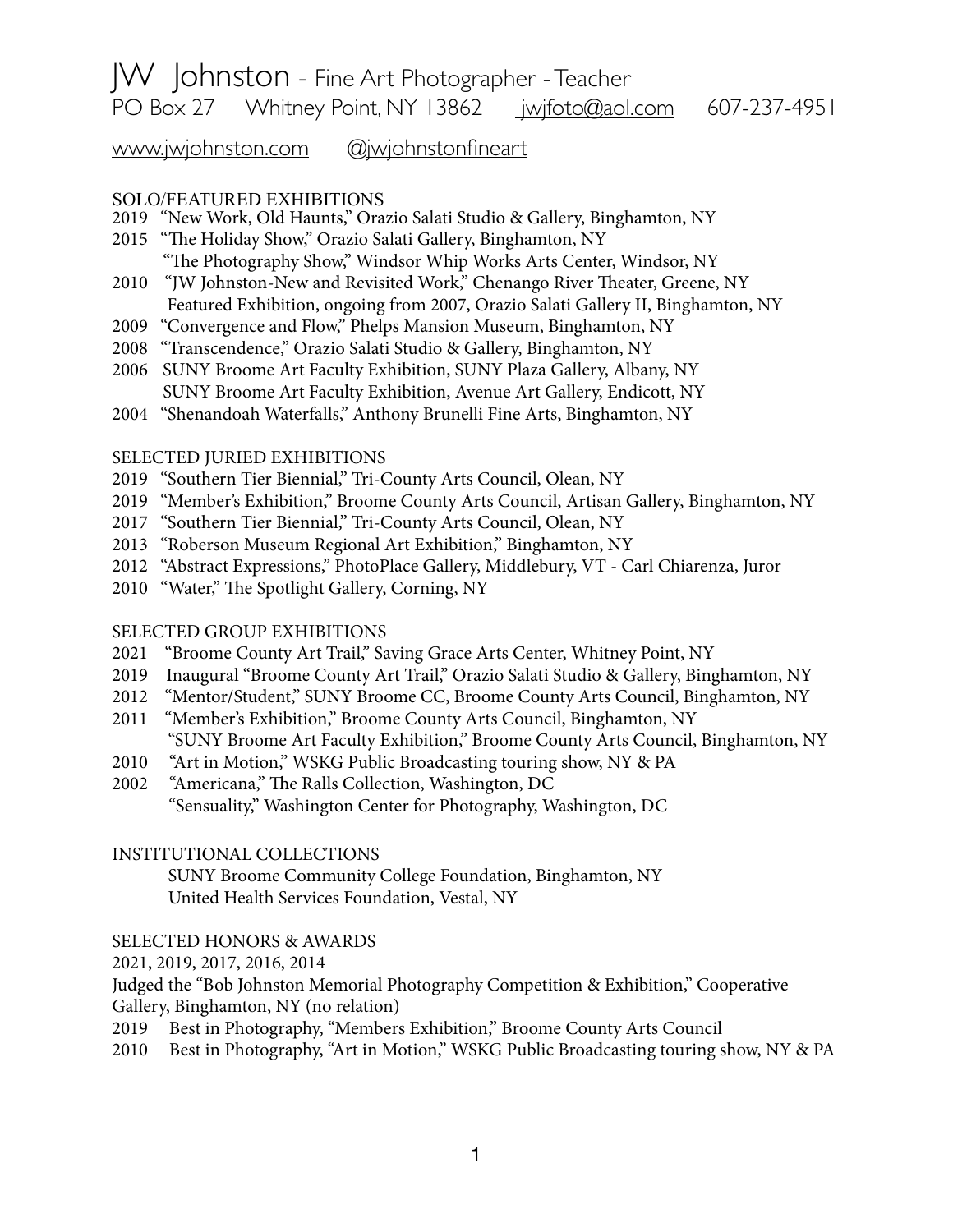# JW Johnston - Fine Art Photographer - Teacher

PO Box 27 Whitney Point, NY 13862 jwjfoto@aol.com 607-237-4951

www.jwjohnston.com @jwjohnstonfineart

## SOLO/FEATURED EXHIBITIONS

2019 "New Work, Old Haunts," Orazio Salati Studio & Gallery, Binghamton, NY
2015 "The Holiday Show," Orazio Salati Gallery, Binghamton, NY
"The Photography Show," Windsor Whip Works Arts Center, Windsor, NY
2010 "JW Johnston-New and Revisited Work," Chenango River Theater, Greene, NY
Featured Exhibition, ongoing from 2007, Orazio Salati Gallery II, Binghamton, NY
2009 "Convergence and Flow," Phelps Mansion Museum, Binghamton, NY
2008 "Transcendence," Orazio Salati Studio & Gallery, Binghamton, NY
2006 SUNY Broome Art Faculty Exhibition, SUNY Plaza Gallery, Albany, NY
SUNY Broome Art Faculty Exhibition, Avenue Art Gallery, Endicott, NY
2004 "Shenandoah Waterfalls," Anthony Brunelli Fine Arts, Binghamton, NY

## SELECTED JURIED EXHIBITIONS

2019 "Southern Tier Biennial," Tri-County Arts Council, Olean, NY
2019 "Member's Exhibition," Broome County Arts Council, Artisan Gallery, Binghamton, NY
2017 "Southern Tier Biennial," Tri-County Arts Council, Olean, NY
2013 "Roberson Museum Regional Art Exhibition," Binghamton, NY
2012 "Abstract Expressions," PhotoPlace Gallery, Middlebury, VT - Carl Chiarenza, Juror
2010 "Water," The Spotlight Gallery, Corning, NY

## SELECTED GROUP EXHIBITIONS

2021 "Broome County Art Trail," Saving Grace Arts Center, Whitney Point, NY
2019 Inaugural "Broome County Art Trail," Orazio Salati Studio & Gallery, Binghamton, NY
2012 "Mentor/Student," SUNY Broome CC, Broome County Arts Council, Binghamton, NY
2011 "Member's Exhibition," Broome County Arts Council, Binghamton, NY
"SUNY Broome Art Faculty Exhibition," Broome County Arts Council, Binghamton, NY
2010 "Art in Motion," WSKG Public Broadcasting touring show, NY & PA
2002 "Americana," The Ralls Collection, Washington, DC
"Sensuality," Washington Center for Photography, Washington, DC

## INSTITUTIONAL COLLECTIONS

SUNY Broome Community College Foundation, Binghamton, NY
United Health Services Foundation, Vestal, NY

## SELECTED HONORS & AWARDS

2021, 2019, 2017, 2016, 2014
Judged the "Bob Johnston Memorial Photography Competition & Exhibition," Cooperative Gallery, Binghamton, NY (no relation)
2019 Best in Photography, "Members Exhibition," Broome County Arts Council
2010 Best in Photography, "Art in Motion," WSKG Public Broadcasting touring show, NY & PA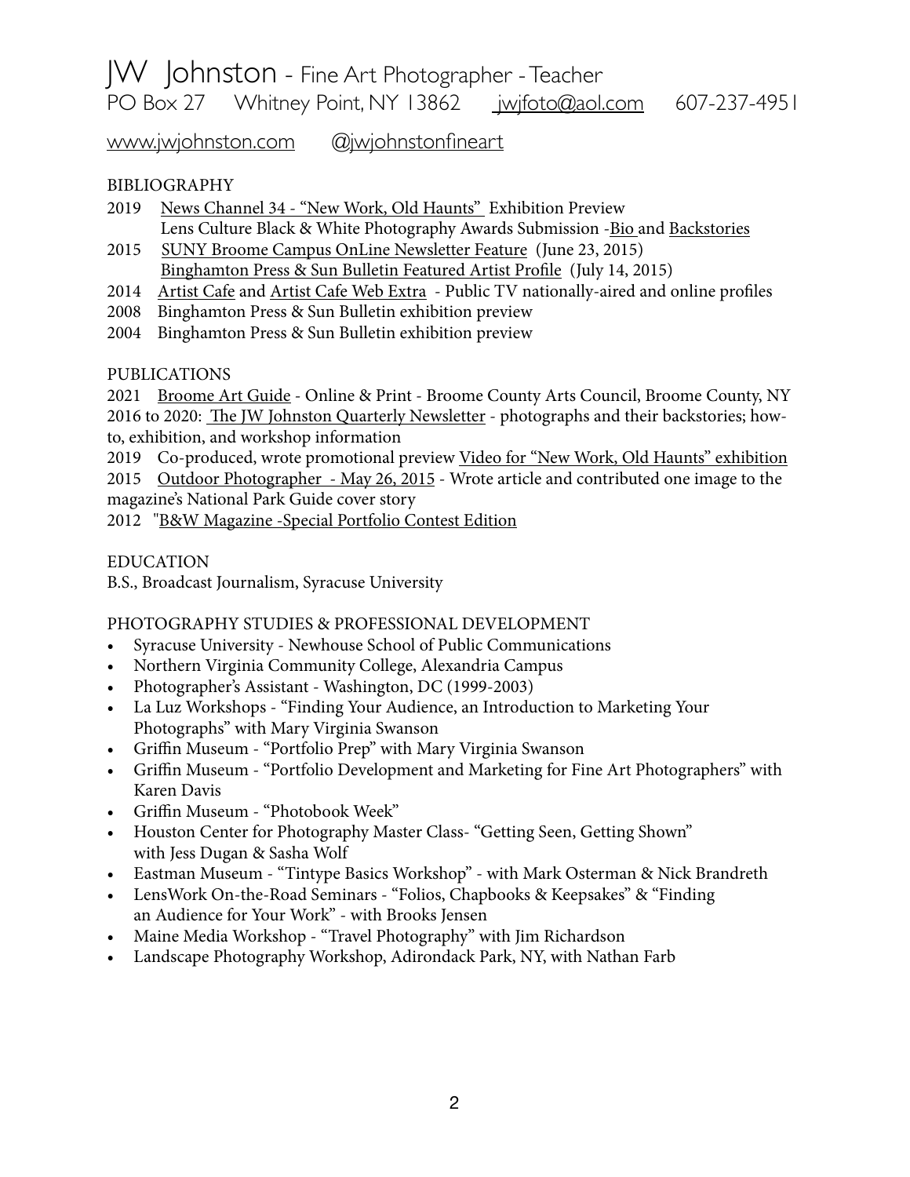# JW Johnston - Fine Art Photographer - Teacher

PO Box 27 Whitney Point, NY 13862 jwjfoto@aol.com 607-237-4951

www.jwjohnston.com @jwjohnstonfineart

## BIBLIOGRAPHY

2019 News Channel 34 - "New Work, Old Haunts" Exhibition Preview
Lens Culture Black & White Photography Awards Submission -Bio and Backstories

2015 SUNY Broome Campus OnLine Newsletter Feature (June 23, 2015)
Binghamton Press & Sun Bulletin Featured Artist Profile (July 14, 2015)

2014 Artist Cafe and Artist Cafe Web Extra - Public TV nationally-aired and online profiles

2008 Binghamton Press & Sun Bulletin exhibition preview

2004 Binghamton Press & Sun Bulletin exhibition preview

## PUBLICATIONS

2021 Broome Art Guide - Online & Print - Broome County Arts Council, Broome County, NY

2016 to 2020: The JW Johnston Quarterly Newsletter - photographs and their backstories; how-to, exhibition, and workshop information

2019 Co-produced, wrote promotional preview Video for "New Work, Old Haunts" exhibition

2015 Outdoor Photographer - May 26, 2015 - Wrote article and contributed one image to the magazine's National Park Guide cover story

2012 "B&W Magazine -Special Portfolio Contest Edition

## EDUCATION

B.S., Broadcast Journalism, Syracuse University

## PHOTOGRAPHY STUDIES & PROFESSIONAL DEVELOPMENT

- Syracuse University - Newhouse School of Public Communications
- Northern Virginia Community College, Alexandria Campus
- Photographer's Assistant - Washington, DC (1999-2003)
- La Luz Workshops - "Finding Your Audience, an Introduction to Marketing Your Photographs" with Mary Virginia Swanson
- Griffin Museum - "Portfolio Prep" with Mary Virginia Swanson
- Griffin Museum - "Portfolio Development and Marketing for Fine Art Photographers" with Karen Davis
- Griffin Museum - "Photobook Week"
- Houston Center for Photography Master Class- "Getting Seen, Getting Shown" with Jess Dugan & Sasha Wolf
- Eastman Museum - "Tintype Basics Workshop" - with Mark Osterman & Nick Brandreth
- LensWork On-the-Road Seminars - "Folios, Chapbooks & Keepsakes" & "Finding an Audience for Your Work" - with Brooks Jensen
- Maine Media Workshop - "Travel Photography" with Jim Richardson
- Landscape Photography Workshop, Adirondack Park, NY, with Nathan Farb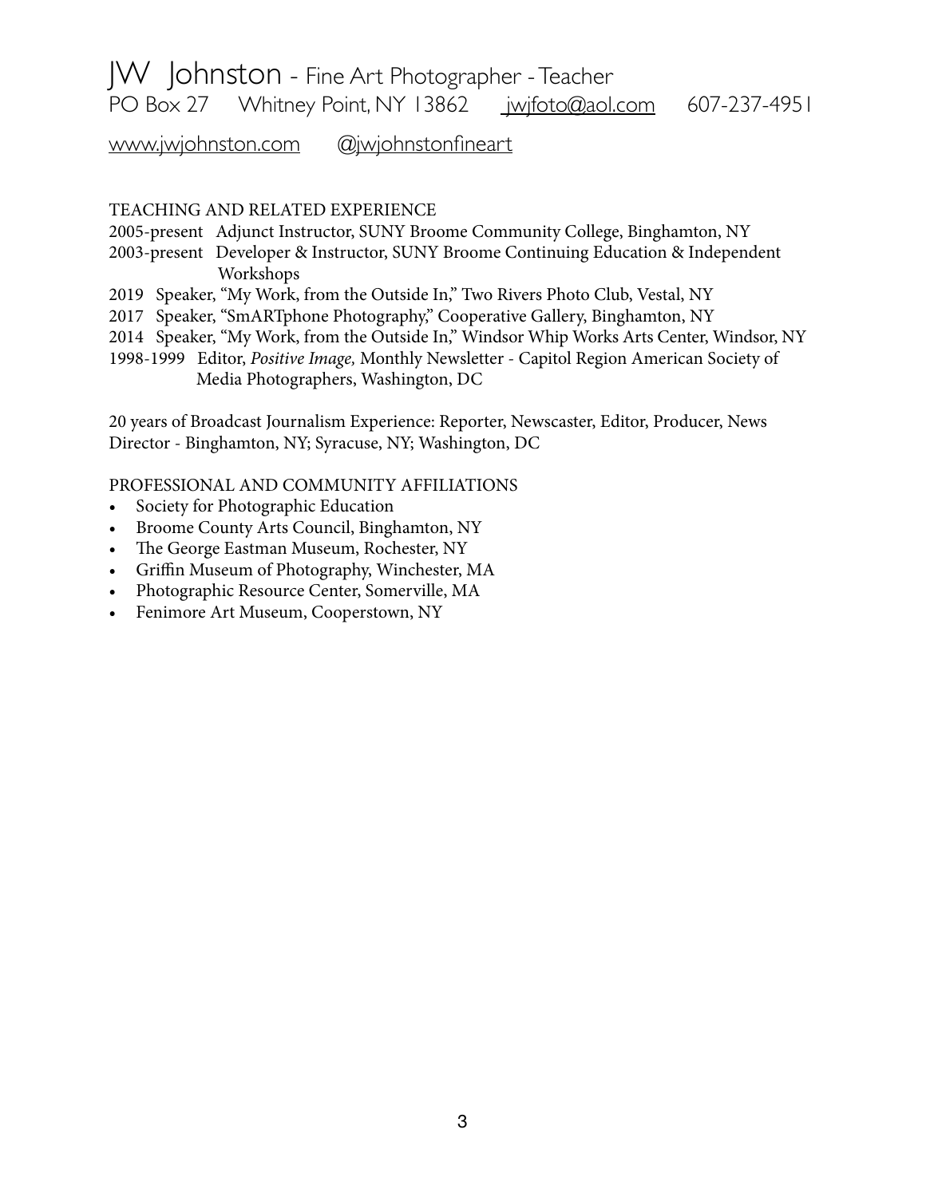# JW Johnston - Fine Art Photographer - Teacher

PO Box 27 Whitney Point, NY 13862 jwjfoto@aol.com 607-237-4951

www.jwjohnston.com @jwjohnstonfineart

## TEACHING AND RELATED EXPERIENCE

2005-present Adjunct Instructor, SUNY Broome Community College, Binghamton, NY

2003-present Developer & Instructor, SUNY Broome Continuing Education & Independent Workshops

2019 Speaker, "My Work, from the Outside In," Two Rivers Photo Club, Vestal, NY

2017 Speaker, "SmARTphone Photography," Cooperative Gallery, Binghamton, NY

2014 Speaker, "My Work, from the Outside In," Windsor Whip Works Arts Center, Windsor, NY

1998-1999 Editor, *Positive Image,* Monthly Newsletter - Capitol Region American Society of Media Photographers, Washington, DC

20 years of Broadcast Journalism Experience: Reporter, Newscaster, Editor, Producer, News Director - Binghamton, NY; Syracuse, NY; Washington, DC

## PROFESSIONAL AND COMMUNITY AFFILIATIONS

- Society for Photographic Education
- Broome County Arts Council, Binghamton, NY
- The George Eastman Museum, Rochester, NY
- Griffin Museum of Photography, Winchester, MA
- Photographic Resource Center, Somerville, MA
- Fenimore Art Museum, Cooperstown, NY